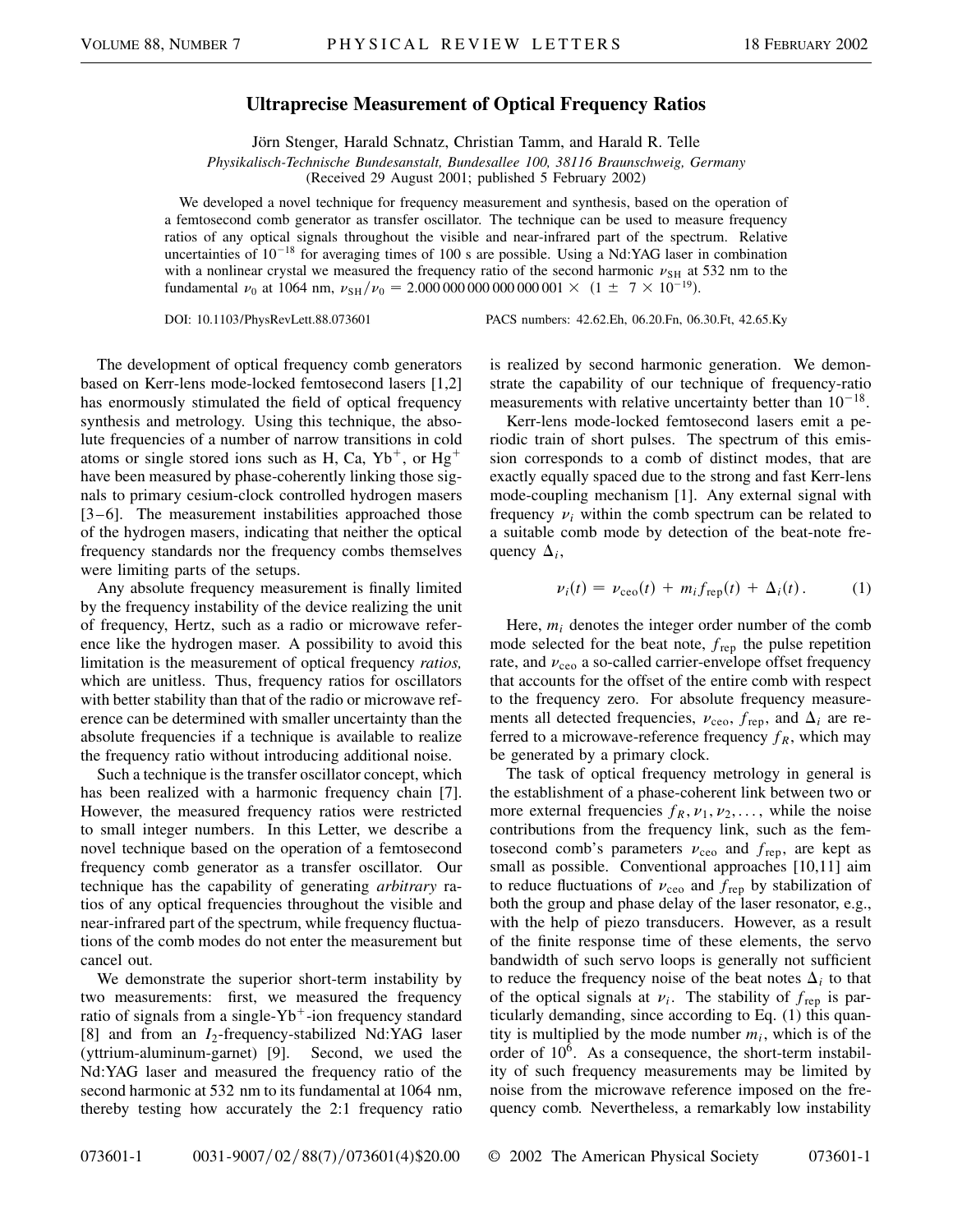# Ultraprecise Measurement of Optical Frequency Ratios

Jörn Stenger, Harald Schnatz, Christian Tamm, and Harald R. Telle

*Physikalisch-Technische Bundesanstalt, Bundesallee 100, 38116 Braunschweig, Germany*
(Received 29 August 2001; published 5 February 2002)

We developed a novel technique for frequency measurement and synthesis, based on the operation of a femtosecond comb generator as transfer oscillator. The technique can be used to measure frequency ratios of any optical signals throughout the visible and near-infrared part of the spectrum. Relative uncertainties of $10^{-18}$ for averaging times of 100 s are possible. Using a Nd:YAG laser in combination with a nonlinear crystal we measured the frequency ratio of the second harmonic $\nu_{SH}$ at 532 nm to the fundamental $\nu_0$ at 1064 nm, $\nu_{SH}/\nu_0 = 2.000\,000\,000\,000\,000\,001 \times (1 \pm 7 \times 10^{-19})$.

DOI: 10.1103/PhysRevLett.88.073601 PACS numbers: 42.62.Eh, 06.20.Fn, 06.30.Ft, 42.65.Ky

The development of optical frequency comb generators based on Kerr-lens mode-locked femtosecond lasers [1,2] has enormously stimulated the field of optical frequency synthesis and metrology. Using this technique, the absolute frequencies of a number of narrow transitions in cold atoms or single stored ions such as H, Ca, $Yb^+$, or $Hg^+$ have been measured by phase-coherently linking those signals to primary cesium-clock controlled hydrogen masers [3–6]. The measurement instabilities approached those of the hydrogen masers, indicating that neither the optical frequency standards nor the frequency combs themselves were limiting parts of the setups.

Any absolute frequency measurement is finally limited by the frequency instability of the device realizing the unit of frequency, Hertz, such as a radio or microwave reference like the hydrogen maser. A possibility to avoid this limitation is the measurement of optical frequency *ratios,* which are unitless. Thus, frequency ratios for oscillators with better stability than that of the radio or microwave reference can be determined with smaller uncertainty than the absolute frequencies if a technique is available to realize the frequency ratio without introducing additional noise.

Such a technique is the transfer oscillator concept, which has been realized with a harmonic frequency chain [7]. However, the measured frequency ratios were restricted to small integer numbers. In this Letter, we describe a novel technique based on the operation of a femtosecond frequency comb generator as a transfer oscillator. Our technique has the capability of generating *arbitrary* ratios of any optical frequencies throughout the visible and near-infrared part of the spectrum, while frequency fluctuations of the comb modes do not enter the measurement but cancel out.

We demonstrate the superior short-term instability by two measurements: first, we measured the frequency ratio of signals from a single-$Yb^+$-ion frequency standard [8] and from an $I_2$-frequency-stabilized Nd:YAG laser (yttrium-aluminum-garnet) [9]. Second, we used the Nd:YAG laser and measured the frequency ratio of the second harmonic at 532 nm to its fundamental at 1064 nm, thereby testing how accurately the 2:1 frequency ratio is realized by second harmonic generation. We demonstrate the capability of our technique of frequency-ratio measurements with relative uncertainty better than $10^{-18}$.

Kerr-lens mode-locked femtosecond lasers emit a periodic train of short pulses. The spectrum of this emission corresponds to a comb of distinct modes, that are exactly equally spaced due to the strong and fast Kerr-lens mode-coupling mechanism [1]. Any external signal with frequency $\nu_i$ within the comb spectrum can be related to a suitable comb mode by detection of the beat-note frequency $\Delta_i$,

$$\nu_i(t) = \nu_{ceo}(t) + m_i f_{rep}(t) + \Delta_i(t). \tag{1}$$

Here, $m_i$ denotes the integer order number of the comb mode selected for the beat note, $f_{rep}$ the pulse repetition rate, and $\nu_{ceo}$ a so-called carrier-envelope offset frequency that accounts for the offset of the entire comb with respect to the frequency zero. For absolute frequency measurements all detected frequencies, $\nu_{ceo}$, $f_{rep}$, and $\Delta_i$ are referred to a microwave-reference frequency $f_R$, which may be generated by a primary clock.

The task of optical frequency metrology in general is the establishment of a phase-coherent link between two or more external frequencies $f_R, \nu_1, \nu_2, \ldots,$ while the noise contributions from the frequency link, such as the femtosecond comb's parameters $\nu_{ceo}$ and $f_{rep}$, are kept as small as possible. Conventional approaches [10,11] aim to reduce fluctuations of $\nu_{ceo}$ and $f_{rep}$ by stabilization of both the group and phase delay of the laser resonator, e.g., with the help of piezo transducers. However, as a result of the finite response time of these elements, the servo bandwidth of such servo loops is generally not sufficient to reduce the frequency noise of the beat notes $\Delta_i$ to that of the optical signals at $\nu_i$. The stability of $f_{rep}$ is particularly demanding, since according to Eq. (1) this quantity is multiplied by the mode number $m_i$, which is of the order of $10^6$. As a consequence, the short-term instability of such frequency measurements may be limited by noise from the microwave reference imposed on the frequency comb. Nevertheless, a remarkably low instability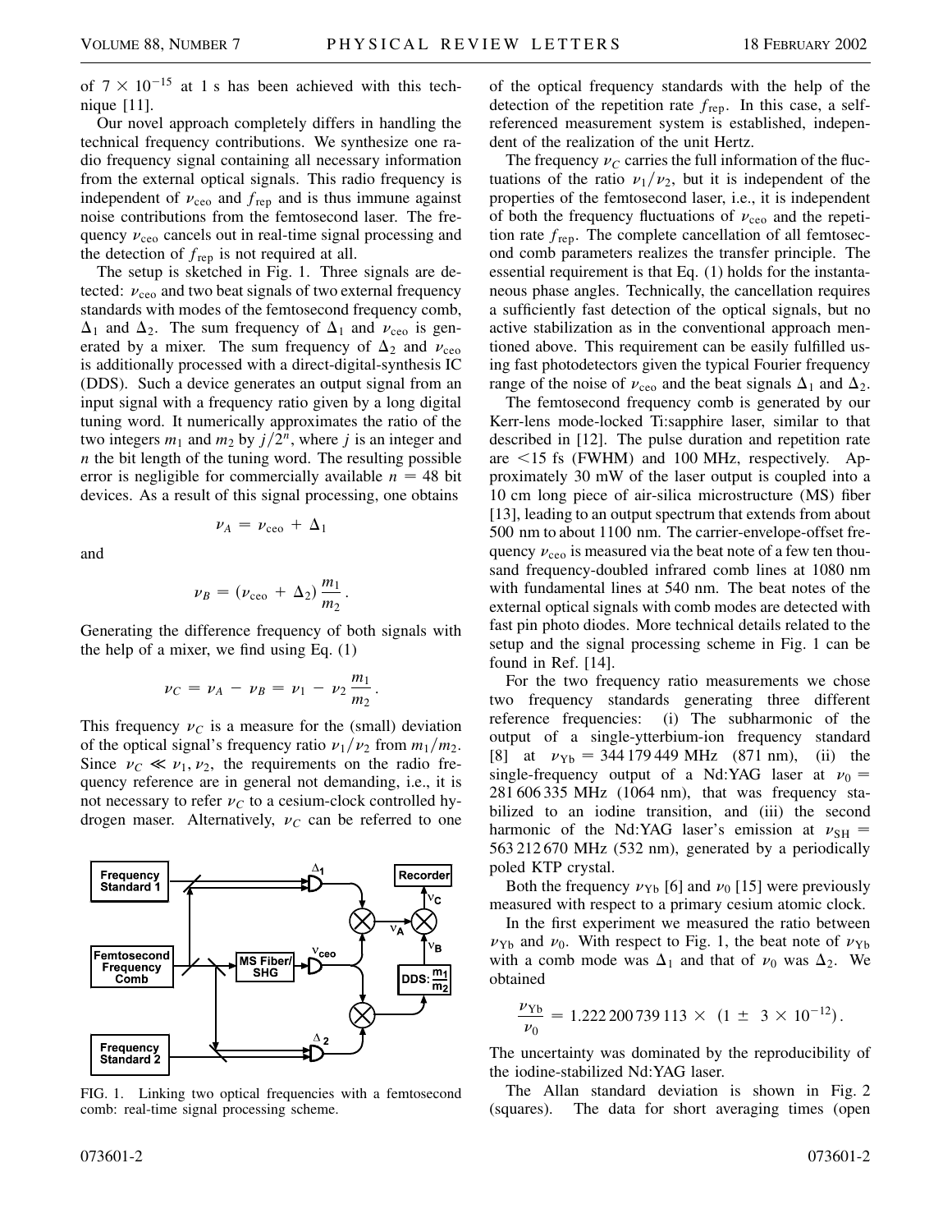of $7 \times 10^{-15}$ at 1 s has been achieved with this technique [11].

Our novel approach completely differs in handling the technical frequency contributions. We synthesize one radio frequency signal containing all necessary information from the external optical signals. This radio frequency is independent of $\nu_{\mathrm{ceo}}$ and $f_{\mathrm{rep}}$ and is thus immune against noise contributions from the femtosecond laser. The frequency $\nu_{\mathrm{ceo}}$ cancels out in real-time signal processing and the detection of $f_{\mathrm{rep}}$ is not required at all.

The setup is sketched in Fig. 1. Three signals are detected: $\nu_{\mathrm{ceo}}$ and two beat signals of two external frequency standards with modes of the femtosecond frequency comb, $\Delta_1$ and $\Delta_2$. The sum frequency of $\Delta_1$ and $\nu_{\mathrm{ceo}}$ is generated by a mixer. The sum frequency of $\Delta_2$ and $\nu_{\mathrm{ceo}}$ is additionally processed with a direct-digital-synthesis IC (DDS). Such a device generates an output signal from an input signal with a frequency ratio given by a long digital tuning word. It numerically approximates the ratio of the two integers $m_1$ and $m_2$ by $j/2^n$, where $j$ is an integer and $n$ the bit length of the tuning word. The resulting possible error is negligible for commercially available $n = 48$ bit devices. As a result of this signal processing, one obtains

$$\nu_A = \nu_{\mathrm{ceo}} + \Delta_1$$

and

$$\nu_B = (\nu_{\mathrm{ceo}} + \Delta_2)\,\frac{m_1}{m_2}\,.$$

Generating the difference frequency of both signals with the help of a mixer, we find using Eq. (1)

$$\nu_C = \nu_A - \nu_B = \nu_1 - \nu_2\,\frac{m_1}{m_2}\,.$$

This frequency $\nu_C$ is a measure for the (small) deviation of the optical signal's frequency ratio $\nu_1/\nu_2$ from $m_1/m_2$. Since $\nu_C \ll \nu_1, \nu_2$, the requirements on the radio frequency reference are in general not demanding, i.e., it is not necessary to refer $\nu_C$ to a cesium-clock controlled hydrogen maser. Alternatively, $\nu_C$ can be referred to one of the optical frequency standards with the help of the detection of the repetition rate $f_{\mathrm{rep}}$. In this case, a self-referenced measurement system is established, independent of the realization of the unit Hertz.

FIG. 1. Linking two optical frequencies with a femtosecond comb: real-time signal processing scheme.

The frequency $\nu_C$ carries the full information of the fluctuations of the ratio $\nu_1/\nu_2$, but it is independent of the properties of the femtosecond laser, i.e., it is independent of both the frequency fluctuations of $\nu_{\mathrm{ceo}}$ and the repetition rate $f_{\mathrm{rep}}$. The complete cancellation of all femtosecond comb parameters realizes the transfer principle. The essential requirement is that Eq. (1) holds for the instantaneous phase angles. Technically, the cancellation requires a sufficiently fast detection of the optical signals, but no active stabilization as in the conventional approach mentioned above. This requirement can be easily fulfilled using fast photodetectors given the typical Fourier frequency range of the noise of $\nu_{\mathrm{ceo}}$ and the beat signals $\Delta_1$ and $\Delta_2$.

The femtosecond frequency comb is generated by our Kerr-lens mode-locked Ti:sapphire laser, similar to that described in [12]. The pulse duration and repetition rate are $<$15 fs (FWHM) and 100 MHz, respectively. Approximately 30 mW of the laser output is coupled into a 10 cm long piece of air-silica microstructure (MS) fiber [13], leading to an output spectrum that extends from about 500 nm to about 1100 nm. The carrier-envelope-offset frequency $\nu_{\mathrm{ceo}}$ is measured via the beat note of a few ten thousand frequency-doubled infrared comb lines at 1080 nm with fundamental lines at 540 nm. The beat notes of the external optical signals with comb modes are detected with fast pin photo diodes. More technical details related to the setup and the signal processing scheme in Fig. 1 can be found in Ref. [14].

For the two frequency ratio measurements we chose two frequency standards generating three different reference frequencies: (i) The subharmonic of the output of a single-ytterbium-ion frequency standard [8] at $\nu_{\mathrm{Yb}} = 344\,179\,449$ MHz (871 nm), (ii) the single-frequency output of a Nd:YAG laser at $\nu_0 = 281\,606\,335$ MHz (1064 nm), that was frequency stabilized to an iodine transition, and (iii) the second harmonic of the Nd:YAG laser's emission at $\nu_{\mathrm{SH}} = 563\,212\,670$ MHz (532 nm), generated by a periodically poled KTP crystal.

Both the frequency $\nu_{\mathrm{Yb}}$ [6] and $\nu_0$ [15] were previously measured with respect to a primary cesium atomic clock.

In the first experiment we measured the ratio between $\nu_{\mathrm{Yb}}$ and $\nu_0$. With respect to Fig. 1, the beat note of $\nu_{\mathrm{Yb}}$ with a comb mode was $\Delta_1$ and that of $\nu_0$ was $\Delta_2$. We obtained

$$\frac{\nu_{\mathrm{Yb}}}{\nu_0} = 1.222\,200\,739\,113 \times (1 \pm 3 \times 10^{-12})\,.$$

The uncertainty was dominated by the reproducibility of the iodine-stabilized Nd:YAG laser.

The Allan standard deviation is shown in Fig. 2 (squares). The data for short averaging times (open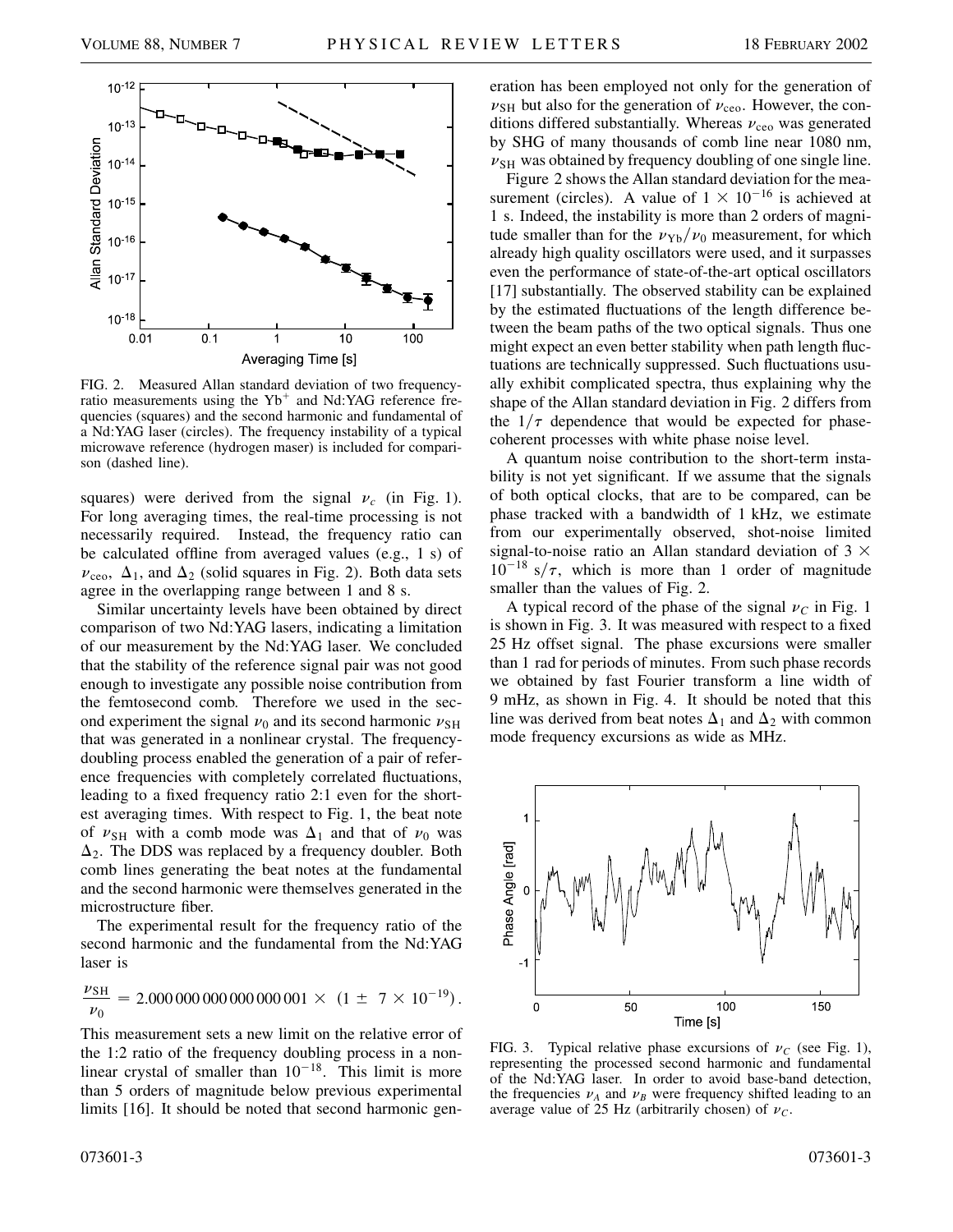FIG. 2. Measured Allan standard deviation of two frequency-ratio measurements using the $Yb^+$ and Nd:YAG reference frequencies (squares) and the second harmonic and fundamental of a Nd:YAG laser (circles). The frequency instability of a typical microwave reference (hydrogen maser) is included for comparison (dashed line).

squares) were derived from the signal $\nu_c$ (in Fig. 1). For long averaging times, the real-time processing is not necessarily required. Instead, the frequency ratio can be calculated offline from averaged values (e.g., 1 s) of $\nu_{\mathrm{ceo}}$, $\Delta_1$, and $\Delta_2$ (solid squares in Fig. 2). Both data sets agree in the overlapping range between 1 and 8 s.

Similar uncertainty levels have been obtained by direct comparison of two Nd:YAG lasers, indicating a limitation of our measurement by the Nd:YAG laser. We concluded that the stability of the reference signal pair was not good enough to investigate any possible noise contribution from the femtosecond comb. Therefore we used in the second experiment the signal $\nu_0$ and its second harmonic $\nu_{\mathrm{SH}}$ that was generated in a nonlinear crystal. The frequency-doubling process enabled the generation of a pair of reference frequencies with completely correlated fluctuations, leading to a fixed frequency ratio 2:1 even for the shortest averaging times. With respect to Fig. 1, the beat note of $\nu_{\mathrm{SH}}$ with a comb mode was $\Delta_1$ and that of $\nu_0$ was $\Delta_2$. The DDS was replaced by a frequency doubler. Both comb lines generating the beat notes at the fundamental and the second harmonic were themselves generated in the microstructure fiber.

The experimental result for the frequency ratio of the second harmonic and the fundamental from the Nd:YAG laser is

$$\frac{\nu_{\mathrm{SH}}}{\nu_0} = 2.000\,000\,000\,000\,000\,001 \times (1 \pm 7 \times 10^{-19}).$$

This measurement sets a new limit on the relative error of the 1:2 ratio of the frequency doubling process in a nonlinear crystal of smaller than $10^{-18}$. This limit is more than 5 orders of magnitude below previous experimental limits [16]. It should be noted that second harmonic generation has been employed not only for the generation of $\nu_{\mathrm{SH}}$ but also for the generation of $\nu_{\mathrm{ceo}}$. However, the conditions differed substantially. Whereas $\nu_{\mathrm{ceo}}$ was generated by SHG of many thousands of comb line near 1080 nm, $\nu_{\mathrm{SH}}$ was obtained by frequency doubling of one single line.

Figure 2 shows the Allan standard deviation for the measurement (circles). A value of $1 \times 10^{-16}$ is achieved at 1 s. Indeed, the instability is more than 2 orders of magnitude smaller than for the $\nu_{\mathrm{Yb}}/\nu_0$ measurement, for which already high quality oscillators were used, and it surpasses even the performance of state-of-the-art optical oscillators [17] substantially. The observed stability can be explained by the estimated fluctuations of the length difference between the beam paths of the two optical signals. Thus one might expect an even better stability when path length fluctuations are technically suppressed. Such fluctuations usually exhibit complicated spectra, thus explaining why the shape of the Allan standard deviation in Fig. 2 differs from the $1/\tau$ dependence that would be expected for phase-coherent processes with white phase noise level.

A quantum noise contribution to the short-term instability is not yet significant. If we assume that the signals of both optical clocks, that are to be compared, can be phase tracked with a bandwidth of 1 kHz, we estimate from our experimentally observed, shot-noise limited signal-to-noise ratio an Allan standard deviation of $3 \times 10^{-18}$ s$/\tau$, which is more than 1 order of magnitude smaller than the values of Fig. 2.

A typical record of the phase of the signal $\nu_C$ in Fig. 1 is shown in Fig. 3. It was measured with respect to a fixed 25 Hz offset signal. The phase excursions were smaller than 1 rad for periods of minutes. From such phase records we obtained by fast Fourier transform a line width of 9 mHz, as shown in Fig. 4. It should be noted that this line was derived from beat notes $\Delta_1$ and $\Delta_2$ with common mode frequency excursions as wide as MHz.

FIG. 3. Typical relative phase excursions of $\nu_C$ (see Fig. 1), representing the processed second harmonic and fundamental of the Nd:YAG laser. In order to avoid base-band detection, the frequencies $\nu_A$ and $\nu_B$ were frequency shifted leading to an average value of 25 Hz (arbitrarily chosen) of $\nu_C$.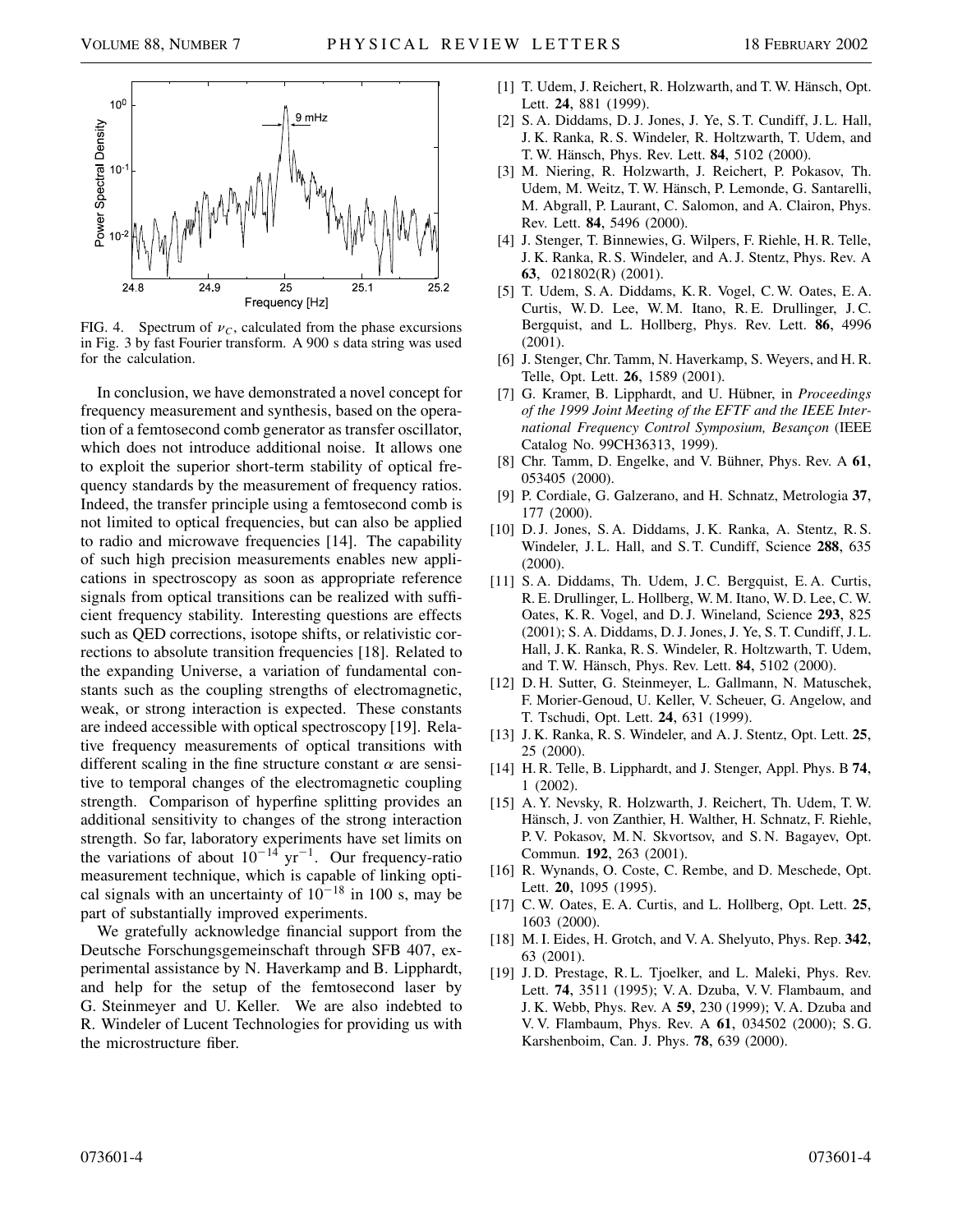Power Spectral Density

$10^0$

$10^{-1}$

$10^{-2}$

9 mHz

24.8 24.9 25 25.1 25.2

Frequency [Hz]

FIG. 4. Spectrum of $\nu_C$, calculated from the phase excursions in Fig. 3 by fast Fourier transform. A 900 s data string was used for the calculation.

In conclusion, we have demonstrated a novel concept for frequency measurement and synthesis, based on the operation of a femtosecond comb generator as transfer oscillator, which does not introduce additional noise. It allows one to exploit the superior short-term stability of optical frequency standards by the measurement of frequency ratios. Indeed, the transfer principle using a femtosecond comb is not limited to optical frequencies, but can also be applied to radio and microwave frequencies [14]. The capability of such high precision measurements enables new applications in spectroscopy as soon as appropriate reference signals from optical transitions can be realized with sufficient frequency stability. Interesting questions are effects such as QED corrections, isotope shifts, or relativistic corrections to absolute transition frequencies [18]. Related to the expanding Universe, a variation of fundamental constants such as the coupling strengths of electromagnetic, weak, or strong interaction is expected. These constants are indeed accessible with optical spectroscopy [19]. Relative frequency measurements of optical transitions with different scaling in the fine structure constant $\alpha$ are sensitive to temporal changes of the electromagnetic coupling strength. Comparison of hyperfine splitting provides an additional sensitivity to changes of the strong interaction strength. So far, laboratory experiments have set limits on the variations of about $10^{-14}\ \text{yr}^{-1}$. Our frequency-ratio measurement technique, which is capable of linking optical signals with an uncertainty of $10^{-18}$ in 100 s, may be part of substantially improved experiments.

We gratefully acknowledge financial support from the Deutsche Forschungsgemeinschaft through SFB 407, experimental assistance by N. Haverkamp and B. Lipphardt, and help for the setup of the femtosecond laser by G. Steinmeyer and U. Keller. We are also indebted to R. Windeler of Lucent Technologies for providing us with the microstructure fiber.

[1] T. Udem, J. Reichert, R. Holzwarth, and T. W. Hänsch, Opt. Lett. **24**, 881 (1999).

[2] S. A. Diddams, D. J. Jones, J. Ye, S. T. Cundiff, J. L. Hall, J. K. Ranka, R. S. Windeler, R. Holtzwarth, T. Udem, and T. W. Hänsch, Phys. Rev. Lett. **84**, 5102 (2000).

[3] M. Niering, R. Holzwarth, J. Reichert, P. Pokasov, Th. Udem, M. Weitz, T. W. Hänsch, P. Lemonde, G. Santarelli, M. Abgrall, P. Laurant, C. Salomon, and A. Clairon, Phys. Rev. Lett. **84**, 5496 (2000).

[4] J. Stenger, T. Binnewies, G. Wilpers, F. Riehle, H. R. Telle, J. K. Ranka, R. S. Windeler, and A. J. Stentz, Phys. Rev. A **63**, 021802(R) (2001).

[5] T. Udem, S. A. Diddams, K. R. Vogel, C. W. Oates, E. A. Curtis, W. D. Lee, W. M. Itano, R. E. Drullinger, J. C. Bergquist, and L. Hollberg, Phys. Rev. Lett. **86**, 4996 (2001).

[6] J. Stenger, Chr. Tamm, N. Haverkamp, S. Weyers, and H. R. Telle, Opt. Lett. **26**, 1589 (2001).

[7] G. Kramer, B. Lipphardt, and U. Hübner, in *Proceedings of the 1999 Joint Meeting of the EFTF and the IEEE International Frequency Control Symposium, Besançon* (IEEE Catalog No. 99CH36313, 1999).

[8] Chr. Tamm, D. Engelke, and V. Bühner, Phys. Rev. A **61**, 053405 (2000).

[9] P. Cordiale, G. Galzerano, and H. Schnatz, Metrologia **37**, 177 (2000).

[10] D. J. Jones, S. A. Diddams, J. K. Ranka, A. Stentz, R. S. Windeler, J. L. Hall, and S. T. Cundiff, Science **288**, 635 (2000).

[11] S. A. Diddams, Th. Udem, J. C. Bergquist, E. A. Curtis, R. E. Drullinger, L. Hollberg, W. M. Itano, W. D. Lee, C. W. Oates, K. R. Vogel, and D. J. Wineland, Science **293**, 825 (2001); S. A. Diddams, D. J. Jones, J. Ye, S. T. Cundiff, J. L. Hall, J. K. Ranka, R. S. Windeler, R. Holtzwarth, T. Udem, and T. W. Hänsch, Phys. Rev. Lett. **84**, 5102 (2000).

[12] D. H. Sutter, G. Steinmeyer, L. Gallmann, N. Matuschek, F. Morier-Genoud, U. Keller, V. Scheuer, G. Angelow, and T. Tschudi, Opt. Lett. **24**, 631 (1999).

[13] J. K. Ranka, R. S. Windeler, and A. J. Stentz, Opt. Lett. **25**, 25 (2000).

[14] H. R. Telle, B. Lipphardt, and J. Stenger, Appl. Phys. B **74**, 1 (2002).

[15] A. Y. Nevsky, R. Holzwarth, J. Reichert, Th. Udem, T. W. Hänsch, J. von Zanthier, H. Walther, H. Schnatz, F. Riehle, P. V. Pokasov, M. N. Skvortsov, and S. N. Bagayev, Opt. Commun. **192**, 263 (2001).

[16] R. Wynands, O. Coste, C. Rembe, and D. Meschede, Opt. Lett. **20**, 1095 (1995).

[17] C. W. Oates, E. A. Curtis, and L. Hollberg, Opt. Lett. **25**, 1603 (2000).

[18] M. I. Eides, H. Grotch, and V. A. Shelyuto, Phys. Rep. **342**, 63 (2001).

[19] J. D. Prestage, R. L. Tjoelker, and L. Maleki, Phys. Rev. Lett. **74**, 3511 (1995); V. A. Dzuba, V. V. Flambaum, and J. K. Webb, Phys. Rev. A **59**, 230 (1999); V. A. Dzuba and V. V. Flambaum, Phys. Rev. A **61**, 034502 (2000); S. G. Karshenboim, Can. J. Phys. **78**, 639 (2000).